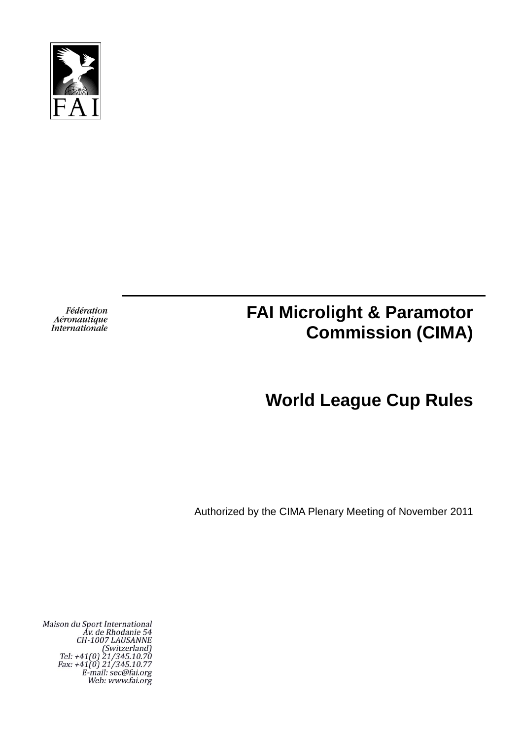FAI

Fédération
Aéronautique
Internationale

# FAI Microlight & Paramotor Commission (CIMA)

# World League Cup Rules

Authorized by the CIMA Plenary Meeting of November 2011

*Maison du Sport International*
*Av. de Rhodanie 54*
*CH-1007 LAUSANNE*
*(Switzerland)*
*Tel: +41(0) 21/345.10.70*
*Fax: +41(0) 21/345.10.77*
*E-mail: sec@fai.org*
*Web: www.fai.org*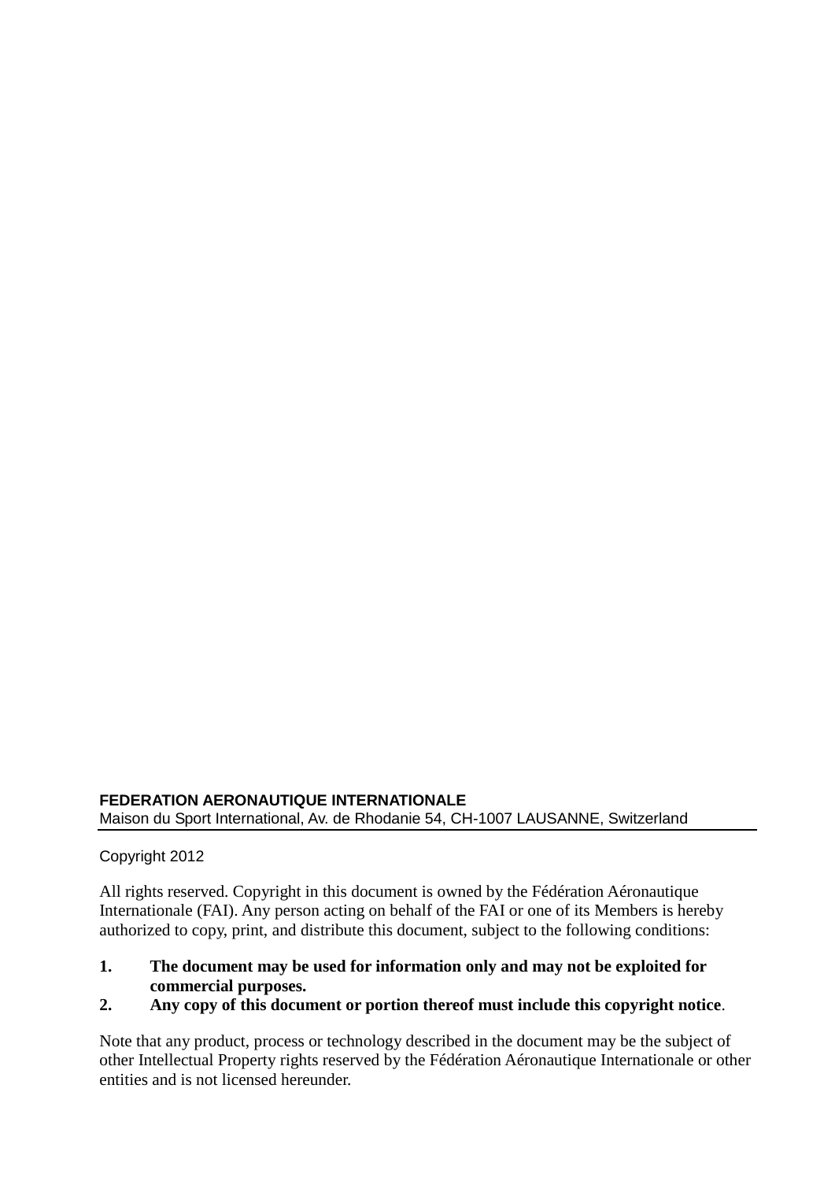**FEDERATION AERONAUTIQUE INTERNATIONALE**
Maison du Sport International, Av. de Rhodanie 54, CH-1007 LAUSANNE, Switzerland

---

Copyright 2012

All rights reserved. Copyright in this document is owned by the Fédération Aéronautique Internationale (FAI). Any person acting on behalf of the FAI or one of its Members is hereby authorized to copy, print, and distribute this document, subject to the following conditions:

1. **The document may be used for information only and may not be exploited for commercial purposes.**
2. **Any copy of this document or portion thereof must include this copyright notice**.

Note that any product, process or technology described in the document may be the subject of other Intellectual Property rights reserved by the Fédération Aéronautique Internationale or other entities and is not licensed hereunder.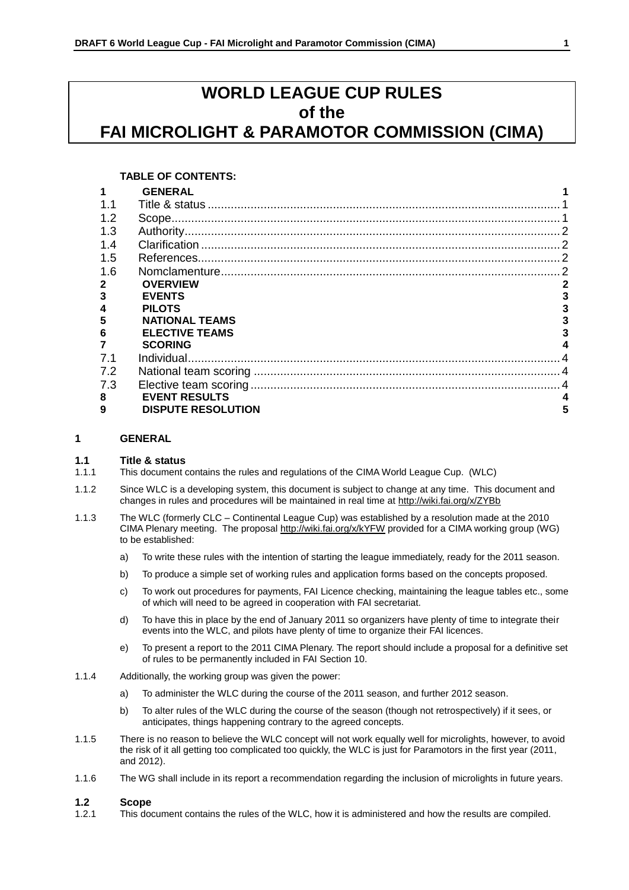# WORLD LEAGUE CUP RULES of the FAI MICROLIGHT & PARAMOTOR COMMISSION (CIMA)

**TABLE OF CONTENTS:**

| | | |
|---|---|---|
| **1** | **GENERAL** | **1** |
| 1.1 | Title & status | 1 |
| 1.2 | Scope | 1 |
| 1.3 | Authority | 2 |
| 1.4 | Clarification | 2 |
| 1.5 | References | 2 |
| 1.6 | Nomclamenture | 2 |
| **2** | **OVERVIEW** | **2** |
| **3** | **EVENTS** | **3** |
| **4** | **PILOTS** | **3** |
| **5** | **NATIONAL TEAMS** | **3** |
| **6** | **ELECTIVE TEAMS** | **3** |
| **7** | **SCORING** | **4** |
| 7.1 | Individual | 4 |
| 7.2 | National team scoring | 4 |
| 7.3 | Elective team scoring | 4 |
| **8** | **EVENT RESULTS** | **4** |
| **9** | **DISPUTE RESOLUTION** | **5** |

## 1 GENERAL

### 1.1 Title & status

1.1.1 This document contains the rules and regulations of the CIMA World League Cup. (WLC)

1.1.2 Since WLC is a developing system, this document is subject to change at any time. This document and changes in rules and procedures will be maintained in real time at http://wiki.fai.org/x/ZYBb

1.1.3 The WLC (formerly CLC – Continental League Cup) was established by a resolution made at the 2010 CIMA Plenary meeting. The proposal http://wiki.fai.org/x/kYFW provided for a CIMA working group (WG) to be established:

a) To write these rules with the intention of starting the league immediately, ready for the 2011 season.

b) To produce a simple set of working rules and application forms based on the concepts proposed.

c) To work out procedures for payments, FAI Licence checking, maintaining the league tables etc., some of which will need to be agreed in cooperation with FAI secretariat.

d) To have this in place by the end of January 2011 so organizers have plenty of time to integrate their events into the WLC, and pilots have plenty of time to organize their FAI licences.

e) To present a report to the 2011 CIMA Plenary. The report should include a proposal for a definitive set of rules to be permanently included in FAI Section 10.

1.1.4 Additionally, the working group was given the power:

a) To administer the WLC during the course of the 2011 season, and further 2012 season.

b) To alter rules of the WLC during the course of the season (though not retrospectively) if it sees, or anticipates, things happening contrary to the agreed concepts.

1.1.5 There is no reason to believe the WLC concept will not work equally well for microlights, however, to avoid the risk of it all getting too complicated too quickly, the WLC is just for Paramotors in the first year (2011, and 2012).

1.1.6 The WG shall include in its report a recommendation regarding the inclusion of microlights in future years.

### 1.2 Scope

1.2.1 This document contains the rules of the WLC, how it is administered and how the results are compiled.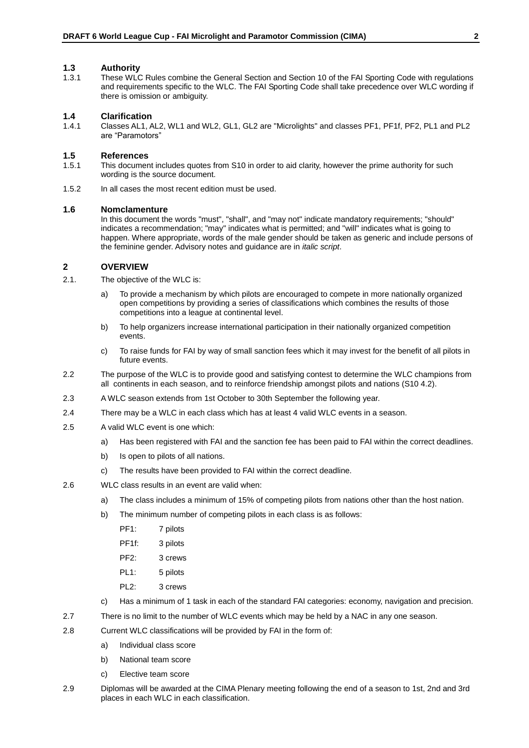## 1.3 Authority

1.3.1 These WLC Rules combine the General Section and Section 10 of the FAI Sporting Code with regulations and requirements specific to the WLC. The FAI Sporting Code shall take precedence over WLC wording if there is omission or ambiguity.

## 1.4 Clarification

1.4.1 Classes AL1, AL2, WL1 and WL2, GL1, GL2 are "Microlights" and classes PF1, PF1f, PF2, PL1 and PL2 are "Paramotors"

## 1.5 References

1.5.1 This document includes quotes from S10 in order to aid clarity, however the prime authority for such wording is the source document.

1.5.2 In all cases the most recent edition must be used.

## 1.6 Nomclamenture

In this document the words "must", "shall", and "may not" indicate mandatory requirements; "should" indicates a recommendation; "may" indicates what is permitted; and "will" indicates what is going to happen. Where appropriate, words of the male gender should be taken as generic and include persons of the feminine gender. Advisory notes and guidance are in *italic script*.

# 2 OVERVIEW

2.1. The objective of the WLC is:

a) To provide a mechanism by which pilots are encouraged to compete in more nationally organized open competitions by providing a series of classifications which combines the results of those competitions into a league at continental level.

b) To help organizers increase international participation in their nationally organized competition events.

c) To raise funds for FAI by way of small sanction fees which it may invest for the benefit of all pilots in future events.

2.2 The purpose of the WLC is to provide good and satisfying contest to determine the WLC champions from all continents in each season, and to reinforce friendship amongst pilots and nations (S10 4.2).

2.3 A WLC season extends from 1st October to 30th September the following year.

2.4 There may be a WLC in each class which has at least 4 valid WLC events in a season.

2.5 A valid WLC event is one which:

a) Has been registered with FAI and the sanction fee has been paid to FAI within the correct deadlines.

b) Is open to pilots of all nations.

c) The results have been provided to FAI within the correct deadline.

2.6 WLC class results in an event are valid when:

a) The class includes a minimum of 15% of competing pilots from nations other than the host nation.

b) The minimum number of competing pilots in each class is as follows:

PF1: 7 pilots

PF1f: 3 pilots

PF2: 3 crews

PL1: 5 pilots

PL2: 3 crews

c) Has a minimum of 1 task in each of the standard FAI categories: economy, navigation and precision.

2.7 There is no limit to the number of WLC events which may be held by a NAC in any one season.

2.8 Current WLC classifications will be provided by FAI in the form of:

a) Individual class score

b) National team score

c) Elective team score

2.9 Diplomas will be awarded at the CIMA Plenary meeting following the end of a season to 1st, 2nd and 3rd places in each WLC in each classification.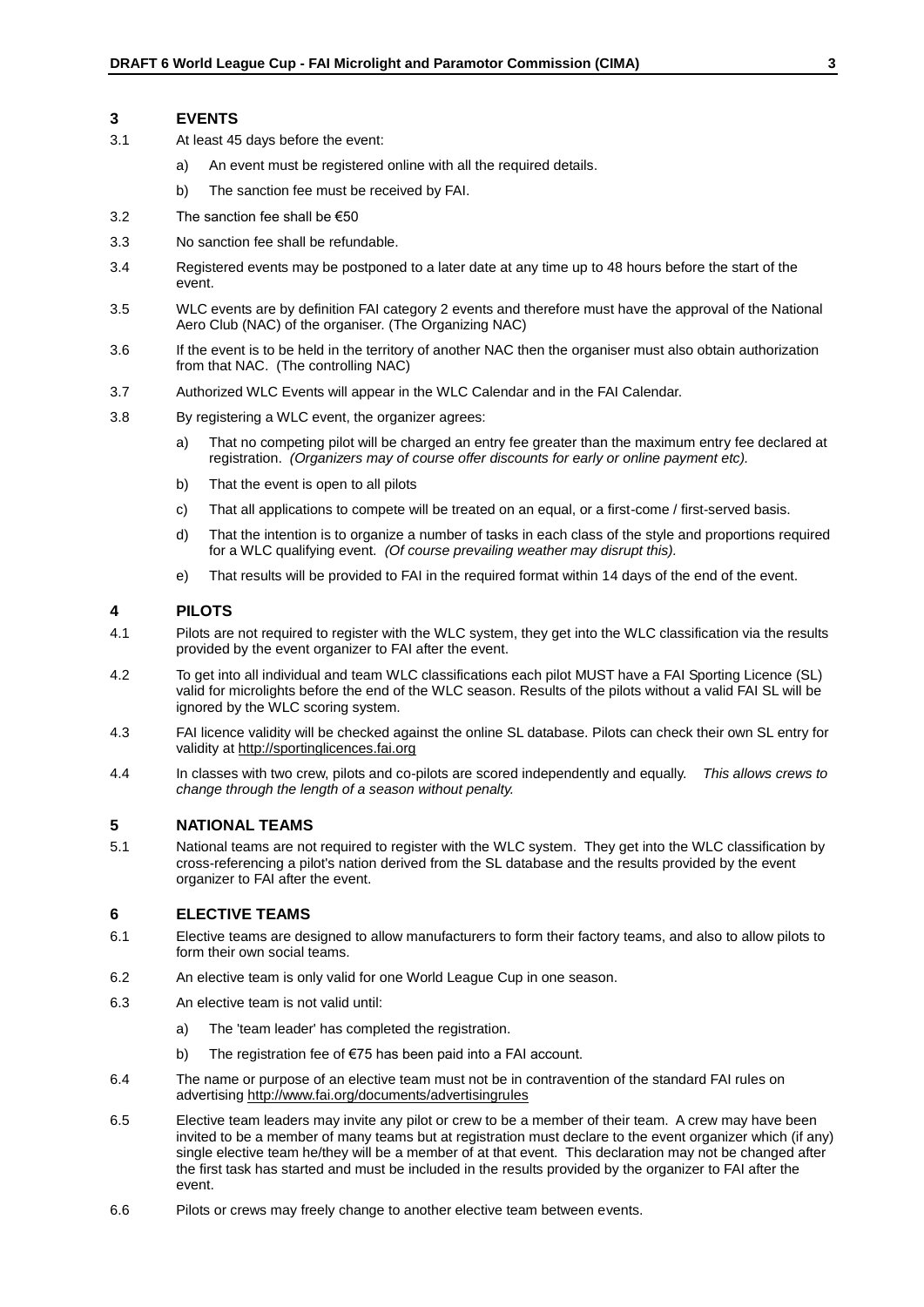## 3 EVENTS

3.1 At least 45 days before the event:

a) An event must be registered online with all the required details.

b) The sanction fee must be received by FAI.

3.2 The sanction fee shall be €50

3.3 No sanction fee shall be refundable.

3.4 Registered events may be postponed to a later date at any time up to 48 hours before the start of the event.

3.5 WLC events are by definition FAI category 2 events and therefore must have the approval of the National Aero Club (NAC) of the organiser. (The Organizing NAC)

3.6 If the event is to be held in the territory of another NAC then the organiser must also obtain authorization from that NAC. (The controlling NAC)

3.7 Authorized WLC Events will appear in the WLC Calendar and in the FAI Calendar.

3.8 By registering a WLC event, the organizer agrees:

a) That no competing pilot will be charged an entry fee greater than the maximum entry fee declared at registration. *(Organizers may of course offer discounts for early or online payment etc).*

b) That the event is open to all pilots

c) That all applications to compete will be treated on an equal, or a first-come / first-served basis.

d) That the intention is to organize a number of tasks in each class of the style and proportions required for a WLC qualifying event. *(Of course prevailing weather may disrupt this).*

e) That results will be provided to FAI in the required format within 14 days of the end of the event.

## 4 PILOTS

4.1 Pilots are not required to register with the WLC system, they get into the WLC classification via the results provided by the event organizer to FAI after the event.

4.2 To get into all individual and team WLC classifications each pilot MUST have a FAI Sporting Licence (SL) valid for microlights before the end of the WLC season. Results of the pilots without a valid FAI SL will be ignored by the WLC scoring system.

4.3 FAI licence validity will be checked against the online SL database. Pilots can check their own SL entry for validity at http://sportinglicences.fai.org

4.4 In classes with two crew, pilots and co-pilots are scored independently and equally. *This allows crews to change through the length of a season without penalty.*

## 5 NATIONAL TEAMS

5.1 National teams are not required to register with the WLC system. They get into the WLC classification by cross-referencing a pilot's nation derived from the SL database and the results provided by the event organizer to FAI after the event.

## 6 ELECTIVE TEAMS

6.1 Elective teams are designed to allow manufacturers to form their factory teams, and also to allow pilots to form their own social teams.

6.2 An elective team is only valid for one World League Cup in one season.

6.3 An elective team is not valid until:

a) The 'team leader' has completed the registration.

b) The registration fee of €75 has been paid into a FAI account.

6.4 The name or purpose of an elective team must not be in contravention of the standard FAI rules on advertising http://www.fai.org/documents/advertisingrules

6.5 Elective team leaders may invite any pilot or crew to be a member of their team. A crew may have been invited to be a member of many teams but at registration must declare to the event organizer which (if any) single elective team he/they will be a member of at that event. This declaration may not be changed after the first task has started and must be included in the results provided by the organizer to FAI after the event.

6.6 Pilots or crews may freely change to another elective team between events.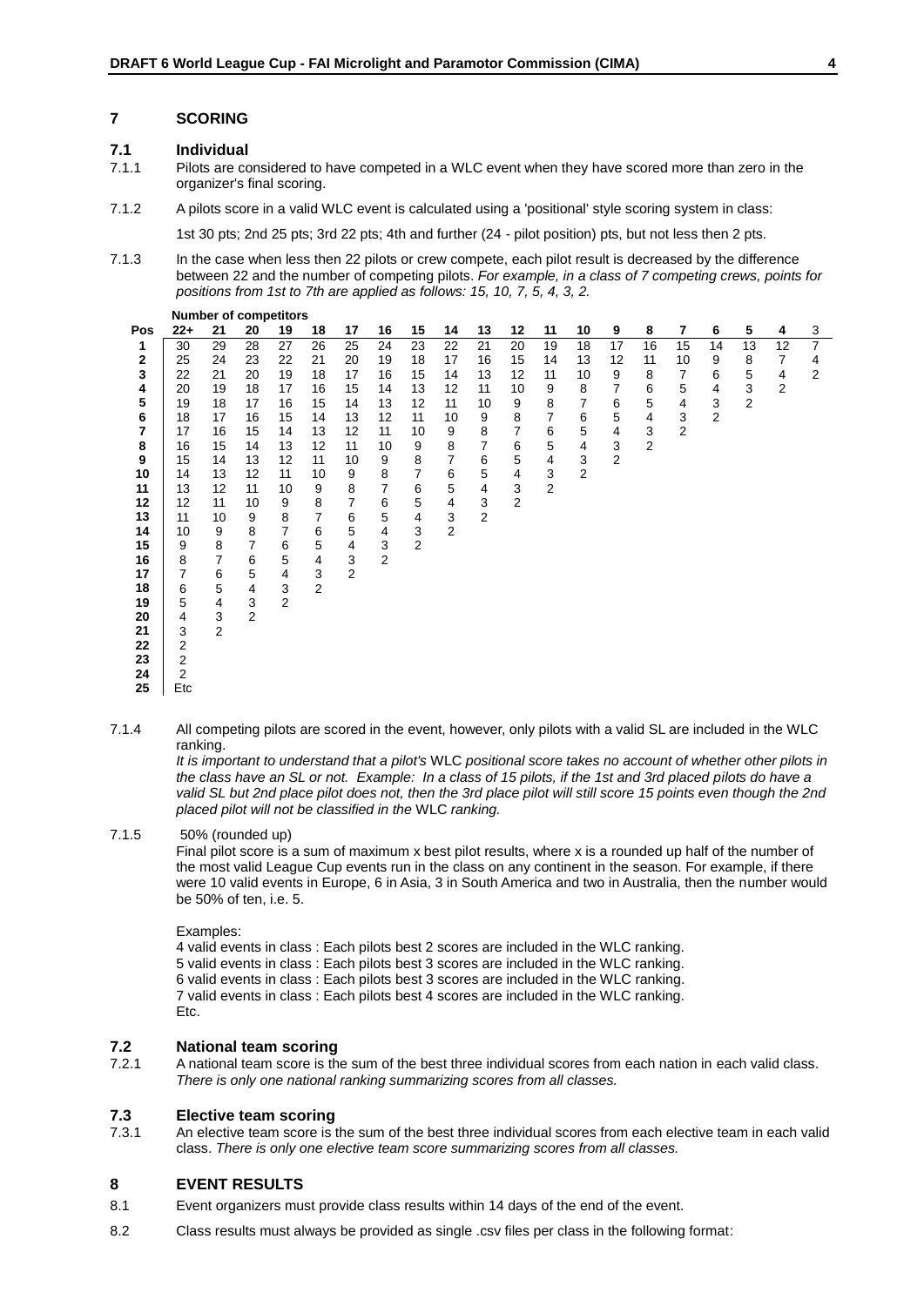## 7 SCORING

### 7.1 Individual

7.1.1 Pilots are considered to have competed in a WLC event when they have scored more than zero in the organizer's final scoring.

7.1.2 A pilots score in a valid WLC event is calculated using a 'positional' style scoring system in class:

1st 30 pts; 2nd 25 pts; 3rd 22 pts; 4th and further (24 - pilot position) pts, but not less then 2 pts.

7.1.3 In the case when less then 22 pilots or crew compete, each pilot result is decreased by the difference between 22 and the number of competing pilots. *For example, in a class of 7 competing crews, points for positions from 1st to 7th are applied as follows: 15, 10, 7, 5, 4, 3, 2.*

| | Number of competitors | | | | | | | | | | | | | | | | | | | |
|---|---|---|---|---|---|---|---|---|---|---|---|---|---|---|---|---|---|---|---|---|
| **Pos** | **22+** | **21** | **20** | **19** | **18** | **17** | **16** | **15** | **14** | **13** | **12** | **11** | **10** | **9** | **8** | **7** | **6** | **5** | **4** | 3 |
| **1** | 30 | 29 | 28 | 27 | 26 | 25 | 24 | 23 | 22 | 21 | 20 | 19 | 18 | 17 | 16 | 15 | 14 | 13 | 12 | 7 |
| **2** | 25 | 24 | 23 | 22 | 21 | 20 | 19 | 18 | 17 | 16 | 15 | 14 | 13 | 12 | 11 | 10 | 9 | 8 | 7 | 4 |
| **3** | 22 | 21 | 20 | 19 | 18 | 17 | 16 | 15 | 14 | 13 | 12 | 11 | 10 | 9 | 8 | 7 | 6 | 5 | 4 | 2 |
| **4** | 20 | 19 | 18 | 17 | 16 | 15 | 14 | 13 | 12 | 11 | 10 | 9 | 8 | 7 | 6 | 5 | 4 | 3 | 2 | |
| **5** | 19 | 18 | 17 | 16 | 15 | 14 | 13 | 12 | 11 | 10 | 9 | 8 | 7 | 6 | 5 | 4 | 3 | 2 | | |
| **6** | 18 | 17 | 16 | 15 | 14 | 13 | 12 | 11 | 10 | 9 | 8 | 7 | 6 | 5 | 4 | 3 | 2 | | | |
| **7** | 17 | 16 | 15 | 14 | 13 | 12 | 11 | 10 | 9 | 8 | 7 | 6 | 5 | 4 | 3 | 2 | | | | |
| **8** | 16 | 15 | 14 | 13 | 12 | 11 | 10 | 9 | 8 | 7 | 6 | 5 | 4 | 3 | 2 | | | | | |
| **9** | 15 | 14 | 13 | 12 | 11 | 10 | 9 | 8 | 7 | 6 | 5 | 4 | 3 | 2 | | | | | | |
| **10** | 14 | 13 | 12 | 11 | 10 | 9 | 8 | 7 | 6 | 5 | 4 | 3 | 2 | | | | | | | |
| **11** | 13 | 12 | 11 | 10 | 9 | 8 | 7 | 6 | 5 | 4 | 3 | 2 | | | | | | | | |
| **12** | 12 | 11 | 10 | 9 | 8 | 7 | 6 | 5 | 4 | 3 | 2 | | | | | | | | | |
| **13** | 11 | 10 | 9 | 8 | 7 | 6 | 5 | 4 | 3 | 2 | | | | | | | | | | |
| **14** | 10 | 9 | 8 | 7 | 6 | 5 | 4 | 3 | 2 | | | | | | | | | | | |
| **15** | 9 | 8 | 7 | 6 | 5 | 4 | 3 | 2 | | | | | | | | | | | | |
| **16** | 8 | 7 | 6 | 5 | 4 | 3 | 2 | | | | | | | | | | | | | |
| **17** | 7 | 6 | 5 | 4 | 3 | 2 | | | | | | | | | | | | | | |
| **18** | 6 | 5 | 4 | 3 | 2 | | | | | | | | | | | | | | | |
| **19** | 5 | 4 | 3 | 2 | | | | | | | | | | | | | | | | |
| **20** | 4 | 3 | 2 | | | | | | | | | | | | | | | | | |
| **21** | 3 | 2 | | | | | | | | | | | | | | | | | | |
| **22** | 2 | | | | | | | | | | | | | | | | | | | |
| **23** | 2 | | | | | | | | | | | | | | | | | | | |
| **24** | 2 | | | | | | | | | | | | | | | | | | | |
| **25** | Etc | | | | | | | | | | | | | | | | | | | |

7.1.4 All competing pilots are scored in the event, however, only pilots with a valid SL are included in the WLC ranking.
*It is important to understand that a pilot's* WLC *positional score takes no account of whether other pilots in the class have an SL or not. Example: In a class of 15 pilots, if the 1st and 3rd placed pilots do have a valid SL but 2nd place pilot does not, then the 3rd place pilot will still score 15 points even though the 2nd placed pilot will not be classified in the* WLC *ranking.*

7.1.5 50% (rounded up)
Final pilot score is a sum of maximum x best pilot results, where x is a rounded up half of the number of the most valid League Cup events run in the class on any continent in the season. For example, if there were 10 valid events in Europe, 6 in Asia, 3 in South America and two in Australia, then the number would be 50% of ten, i.e. 5.

Examples:
4 valid events in class : Each pilots best 2 scores are included in the WLC ranking.
5 valid events in class : Each pilots best 3 scores are included in the WLC ranking.
6 valid events in class : Each pilots best 3 scores are included in the WLC ranking.
7 valid events in class : Each pilots best 4 scores are included in the WLC ranking.
Etc.

### 7.2 National team scoring

7.2.1 A national team score is the sum of the best three individual scores from each nation in each valid class. *There is only one national ranking summarizing scores from all classes.*

### 7.3 Elective team scoring

7.3.1 An elective team score is the sum of the best three individual scores from each elective team in each valid class. *There is only one elective team score summarizing scores from all classes.*

## 8 EVENT RESULTS

8.1 Event organizers must provide class results within 14 days of the end of the event.

8.2 Class results must always be provided as single .csv files per class in the following format: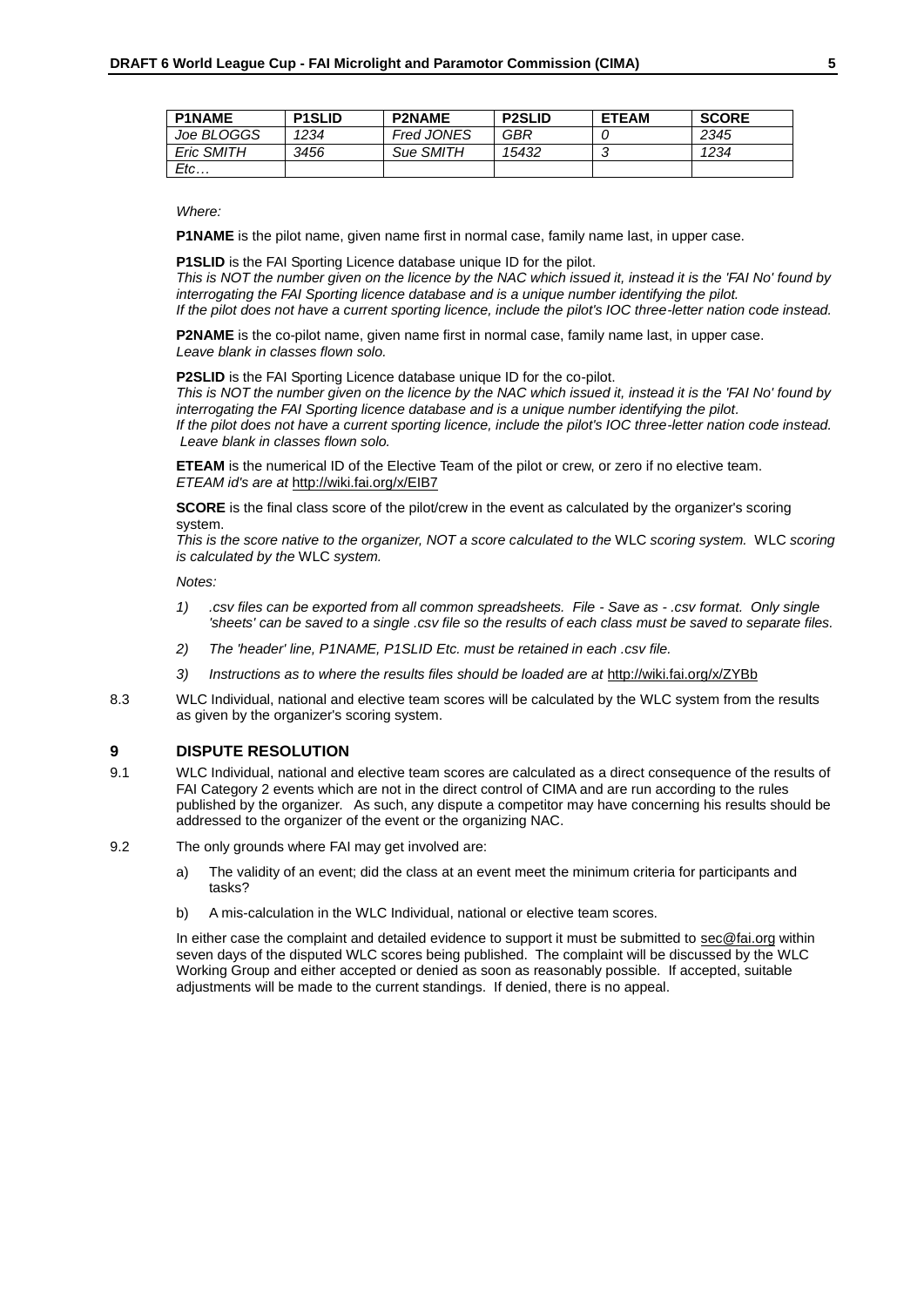| P1NAME | P1SLID | P2NAME | P2SLID | ETEAM | SCORE |
|---|---|---|---|---|---|
| *Joe BLOGGS* | *1234* | *Fred JONES* | *GBR* | *0* | *2345* |
| *Eric SMITH* | *3456* | *Sue SMITH* | *15432* | *3* | *1234* |
| *Etc…* | | | | | |

*Where:*

**P1NAME** is the pilot name, given name first in normal case, family name last, in upper case.

**P1SLID** is the FAI Sporting Licence database unique ID for the pilot.
*This is NOT the number given on the licence by the NAC which issued it, instead it is the 'FAI No' found by interrogating the FAI Sporting licence database and is a unique number identifying the pilot.*
*If the pilot does not have a current sporting licence, include the pilot's IOC three-letter nation code instead.*

**P2NAME** is the co-pilot name, given name first in normal case, family name last, in upper case.
*Leave blank in classes flown solo.*

**P2SLID** is the FAI Sporting Licence database unique ID for the co-pilot.
*This is NOT the number given on the licence by the NAC which issued it, instead it is the 'FAI No' found by interrogating the FAI Sporting licence database and is a unique number identifying the pilot.*
*If the pilot does not have a current sporting licence, include the pilot's IOC three-letter nation code instead.*
*Leave blank in classes flown solo.*

**ETEAM** is the numerical ID of the Elective Team of the pilot or crew, or zero if no elective team.
*ETEAM id's are at* http://wiki.fai.org/x/EIB7

**SCORE** is the final class score of the pilot/crew in the event as calculated by the organizer's scoring system.
*This is the score native to the organizer, NOT a score calculated to the* WLC *scoring system.* WLC *scoring is calculated by the* WLC *system.*

*Notes:*

1) *.csv files can be exported from all common spreadsheets. File - Save as - .csv format. Only single 'sheets' can be saved to a single .csv file so the results of each class must be saved to separate files.*
2) *The 'header' line, P1NAME, P1SLID Etc. must be retained in each .csv file.*
3) *Instructions as to where the results files should be loaded are at* http://wiki.fai.org/x/ZYBb

8.3 WLC Individual, national and elective team scores will be calculated by the WLC system from the results as given by the organizer's scoring system.

## 9 DISPUTE RESOLUTION

9.1 WLC Individual, national and elective team scores are calculated as a direct consequence of the results of FAI Category 2 events which are not in the direct control of CIMA and are run according to the rules published by the organizer. As such, any dispute a competitor may have concerning his results should be addressed to the organizer of the event or the organizing NAC.

9.2 The only grounds where FAI may get involved are:

a) The validity of an event; did the class at an event meet the minimum criteria for participants and tasks?

b) A mis-calculation in the WLC Individual, national or elective team scores.

In either case the complaint and detailed evidence to support it must be submitted to sec@fai.org within seven days of the disputed WLC scores being published. The complaint will be discussed by the WLC Working Group and either accepted or denied as soon as reasonably possible. If accepted, suitable adjustments will be made to the current standings. If denied, there is no appeal.